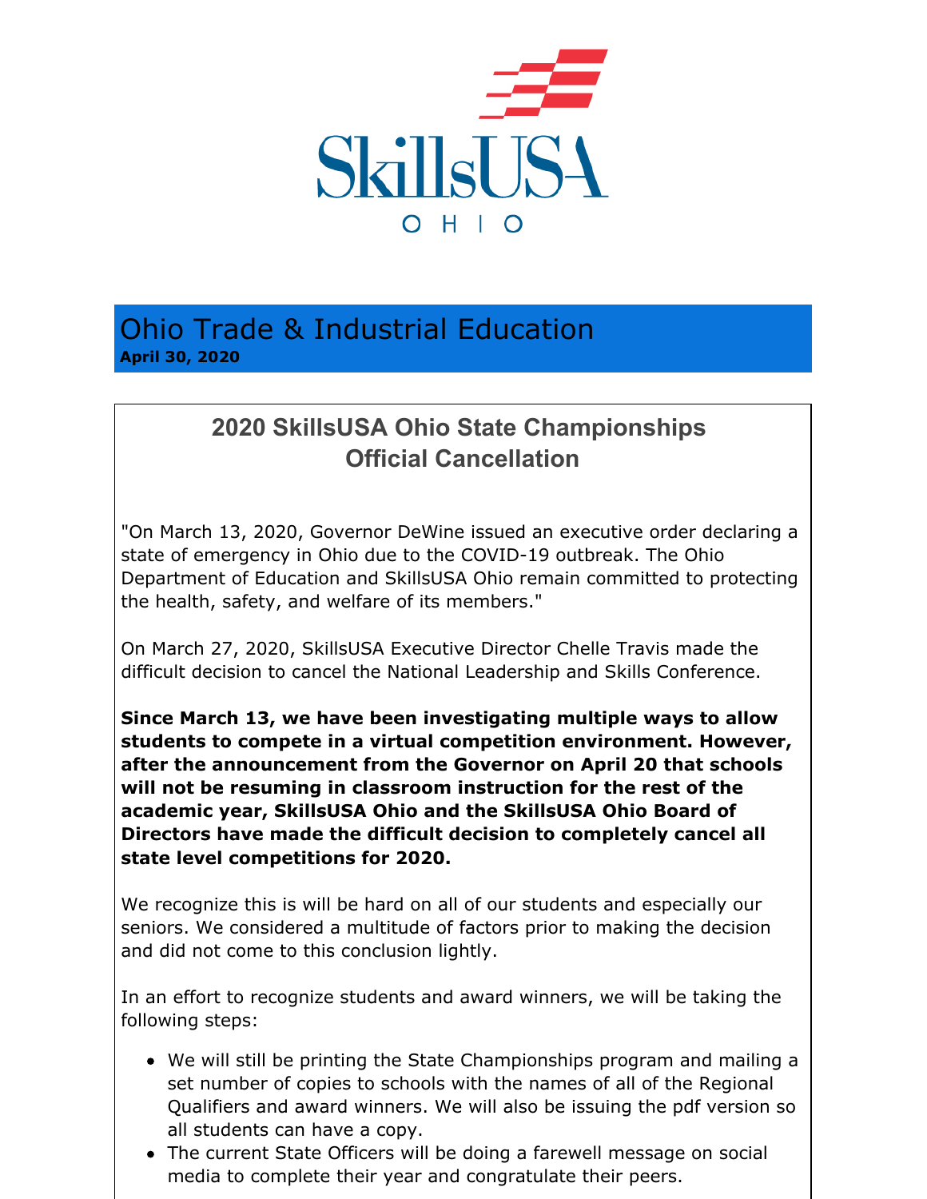SkillsUSA

OHIO

# Ohio Trade & Industrial Education

**April 30, 2020**

## 2020 SkillsUSA Ohio State Championships Official Cancellation

"On March 13, 2020, Governor DeWine issued an executive order declaring a state of emergency in Ohio due to the COVID-19 outbreak. The Ohio Department of Education and SkillsUSA Ohio remain committed to protecting the health, safety, and welfare of its members."

On March 27, 2020, SkillsUSA Executive Director Chelle Travis made the difficult decision to cancel the National Leadership and Skills Conference.

**Since March 13, we have been investigating multiple ways to allow students to compete in a virtual competition environment. However, after the announcement from the Governor on April 20 that schools will not be resuming in classroom instruction for the rest of the academic year, SkillsUSA Ohio and the SkillsUSA Ohio Board of Directors have made the difficult decision to completely cancel all state level competitions for 2020.**

We recognize this is will be hard on all of our students and especially our seniors. We considered a multitude of factors prior to making the decision and did not come to this conclusion lightly.

In an effort to recognize students and award winners, we will be taking the following steps:

- We will still be printing the State Championships program and mailing a set number of copies to schools with the names of all of the Regional Qualifiers and award winners. We will also be issuing the pdf version so all students can have a copy.
- The current State Officers will be doing a farewell message on social media to complete their year and congratulate their peers.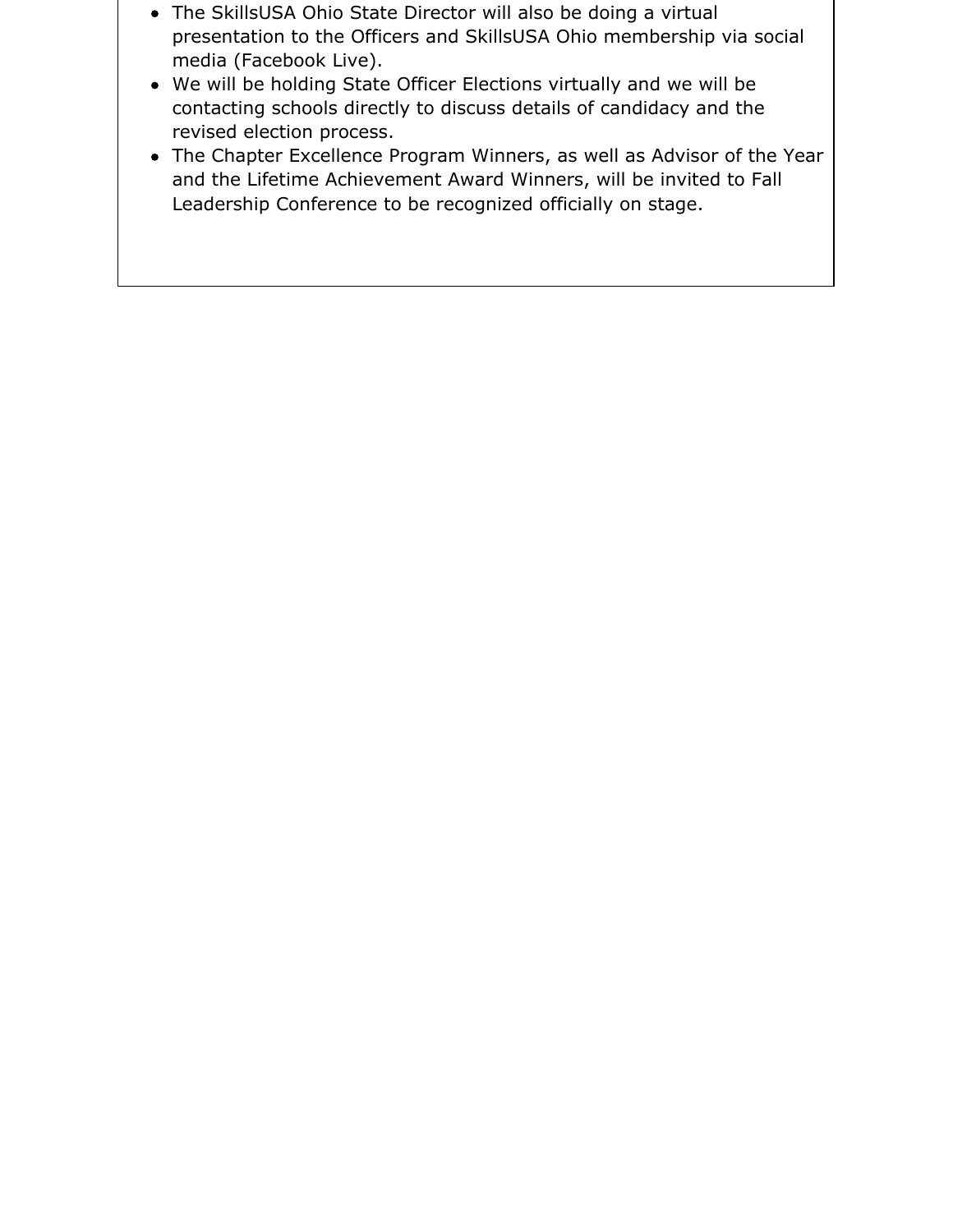- The SkillsUSA Ohio State Director will also be doing a virtual presentation to the Officers and SkillsUSA Ohio membership via social media (Facebook Live).
- We will be holding State Officer Elections virtually and we will be contacting schools directly to discuss details of candidacy and the revised election process.
- The Chapter Excellence Program Winners, as well as Advisor of the Year and the Lifetime Achievement Award Winners, will be invited to Fall Leadership Conference to be recognized officially on stage.